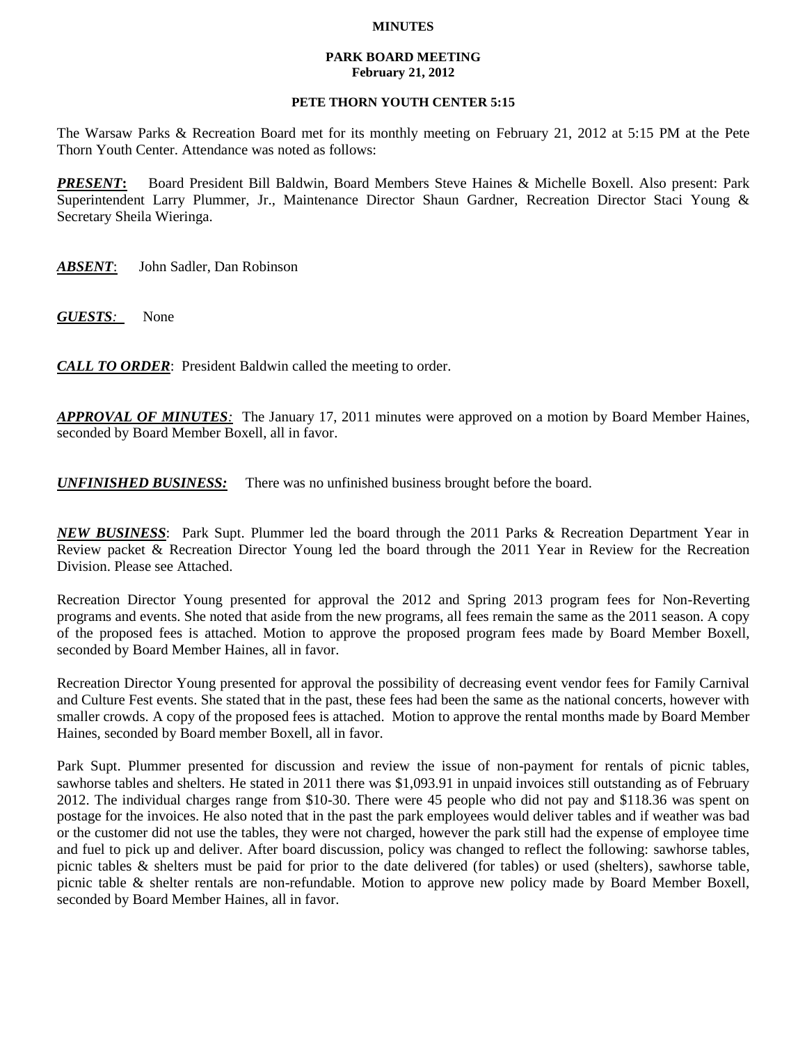# MINUTES

## PARK BOARD MEETING
**February 21, 2012**

**PETE THORN YOUTH CENTER 5:15**

The Warsaw Parks & Recreation Board met for its monthly meeting on February 21, 2012 at 5:15 PM at the Pete Thorn Youth Center. Attendance was noted as follows:

***PRESENT*:** Board President Bill Baldwin, Board Members Steve Haines & Michelle Boxell. Also present: Park Superintendent Larry Plummer, Jr., Maintenance Director Shaun Gardner, Recreation Director Staci Young & Secretary Sheila Wieringa.

***ABSENT***: John Sadler, Dan Robinson

***GUESTS:*** None

***CALL TO ORDER***: President Baldwin called the meeting to order.

***APPROVAL OF MINUTES:*** The January 17, 2011 minutes were approved on a motion by Board Member Haines, seconded by Board Member Boxell, all in favor.

***UNFINISHED BUSINESS:*** There was no unfinished business brought before the board.

***NEW BUSINESS***: Park Supt. Plummer led the board through the 2011 Parks & Recreation Department Year in Review packet & Recreation Director Young led the board through the 2011 Year in Review for the Recreation Division. Please see Attached.

Recreation Director Young presented for approval the 2012 and Spring 2013 program fees for Non-Reverting programs and events. She noted that aside from the new programs, all fees remain the same as the 2011 season. A copy of the proposed fees is attached. Motion to approve the proposed program fees made by Board Member Boxell, seconded by Board Member Haines, all in favor.

Recreation Director Young presented for approval the possibility of decreasing event vendor fees for Family Carnival and Culture Fest events. She stated that in the past, these fees had been the same as the national concerts, however with smaller crowds. A copy of the proposed fees is attached. Motion to approve the rental months made by Board Member Haines, seconded by Board member Boxell, all in favor.

Park Supt. Plummer presented for discussion and review the issue of non-payment for rentals of picnic tables, sawhorse tables and shelters. He stated in 2011 there was $1,093.91 in unpaid invoices still outstanding as of February 2012. The individual charges range from $10-30. There were 45 people who did not pay and $118.36 was spent on postage for the invoices. He also noted that in the past the park employees would deliver tables and if weather was bad or the customer did not use the tables, they were not charged, however the park still had the expense of employee time and fuel to pick up and deliver. After board discussion, policy was changed to reflect the following: sawhorse tables, picnic tables & shelters must be paid for prior to the date delivered (for tables) or used (shelters), sawhorse table, picnic table & shelter rentals are non-refundable. Motion to approve new policy made by Board Member Boxell, seconded by Board Member Haines, all in favor.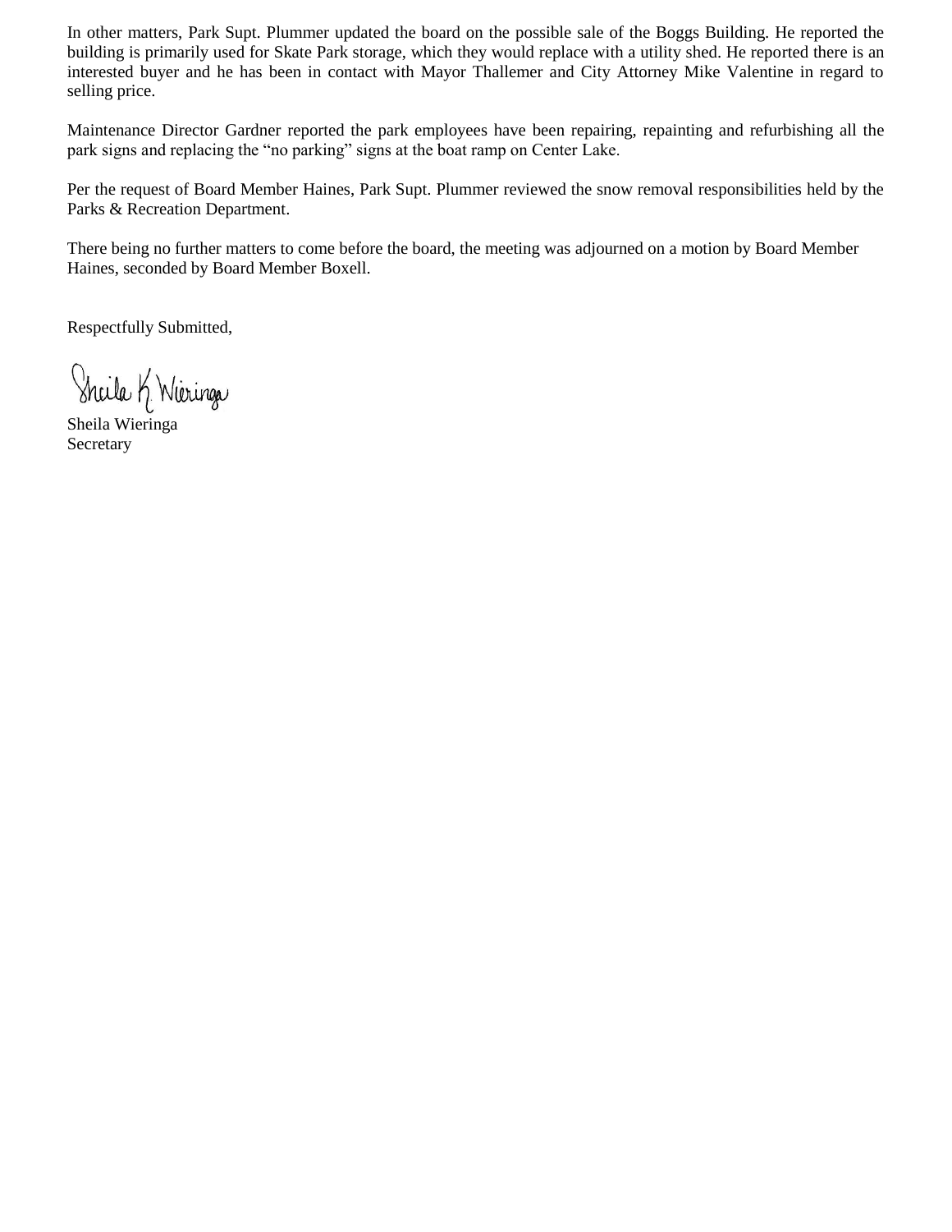In other matters, Park Supt. Plummer updated the board on the possible sale of the Boggs Building. He reported the building is primarily used for Skate Park storage, which they would replace with a utility shed. He reported there is an interested buyer and he has been in contact with Mayor Thallemer and City Attorney Mike Valentine in regard to selling price.

Maintenance Director Gardner reported the park employees have been repairing, repainting and refurbishing all the park signs and replacing the "no parking" signs at the boat ramp on Center Lake.

Per the request of Board Member Haines, Park Supt. Plummer reviewed the snow removal responsibilities held by the Parks & Recreation Department.

There being no further matters to come before the board, the meeting was adjourned on a motion by Board Member Haines, seconded by Board Member Boxell.

Respectfully Submitted,

Sheila K. Wieringa

Sheila Wieringa
Secretary